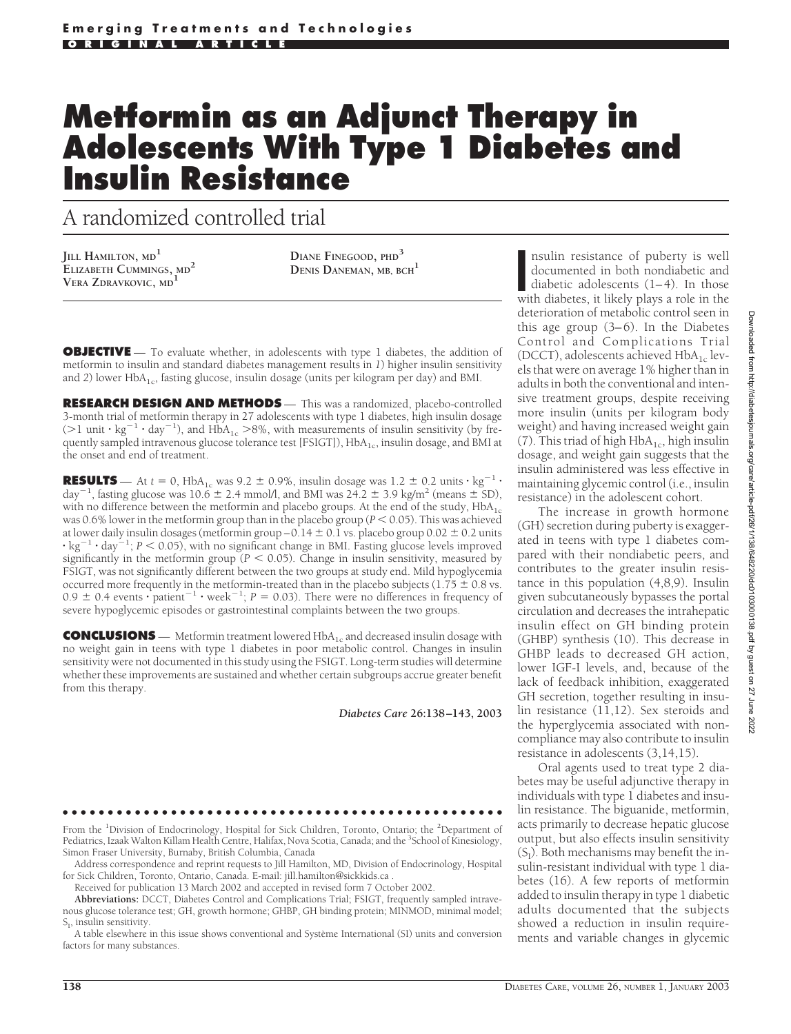Emerging Treatments and Technologies

ORIGINAL ARTICLE

# Metformin as an Adjunct Therapy in Adolescents With Type 1 Diabetes and Insulin Resistance

## A randomized controlled trial

JILL HAMILTON, MD[1]
ELIZABETH CUMMINGS, MD[2]
VERA ZDRAVKOVIC, MD[1]
DIANE FINEGOOD, PHD[3]
DENIS DANEMAN, MB, BCH[1]

**OBJECTIVE** — To evaluate whether, in adolescents with type 1 diabetes, the addition of metformin to insulin and standard diabetes management results in *1*) higher insulin sensitivity and *2*) lower $HbA_{1c}$, fasting glucose, insulin dosage (units per kilogram per day) and BMI.

**RESEARCH DESIGN AND METHODS** — This was a randomized, placebo-controlled 3-month trial of metformin therapy in 27 adolescents with type 1 diabetes, high insulin dosage ($>1$ unit $\cdot$ $kg^{-1}$ $\cdot$ $day^{-1}$), and $HbA_{1c}$ >8%, with measurements of insulin sensitivity (by frequently sampled intravenous glucose tolerance test [FSIGT]), $HbA_{1c}$, insulin dosage, and BMI at the onset and end of treatment.

**RESULTS** — At $t = 0$, $HbA_{1c}$ was 9.2 ± 0.9%, insulin dosage was 1.2 ± 0.2 units $\cdot$ $kg^{-1}$ $\cdot$ $day^{-1}$, fasting glucose was 10.6 ± 2.4 mmol/l, and BMI was 24.2 ± 3.9 $kg/m^2$ (means ± SD), with no difference between the metformin and placebo groups. At the end of the study, $HbA_{1c}$ was 0.6% lower in the metformin group than in the placebo group ($P < 0.05$). This was achieved at lower daily insulin dosages (metformin group −0.14 ± 0.1 vs. placebo group 0.02 ± 0.2 units $\cdot$ $kg^{-1}$ $\cdot$ $day^{-1}$; $P < 0.05$), with no significant change in BMI. Fasting glucose levels improved significantly in the metformin group ($P < 0.05$). Change in insulin sensitivity, measured by FSIGT, was not significantly different between the two groups at study end. Mild hypoglycemia occurred more frequently in the metformin-treated than in the placebo subjects (1.75 ± 0.8 vs. 0.9 ± 0.4 events $\cdot$ $patient^{-1}$ $\cdot$ $week^{-1}$; $P = 0.03$). There were no differences in frequency of severe hypoglycemic episodes or gastrointestinal complaints between the two groups.

**CONCLUSIONS** — Metformin treatment lowered $HbA_{1c}$ and decreased insulin dosage with no weight gain in teens with type 1 diabetes in poor metabolic control. Changes in insulin sensitivity were not documented in this study using the FSIGT. Long-term studies will determine whether these improvements are sustained and whether certain subgroups accrue greater benefit from this therapy.

*Diabetes Care* 26:138–143, 2003

Insulin resistance of puberty is well documented in both nondiabetic and diabetic adolescents (1–4). In those with diabetes, it likely plays a role in the deterioration of metabolic control seen in this age group (3–6). In the Diabetes Control and Complications Trial (DCCT), adolescents achieved $HbA_{1c}$ levels that were on average 1% higher than in adults in both the conventional and intensive treatment groups, despite receiving more insulin (units per kilogram body weight) and having increased weight gain (7). This triad of high $HbA_{1c}$, high insulin dosage, and weight gain suggests that the insulin administered was less effective in maintaining glycemic control (i.e., insulin resistance) in the adolescent cohort.

The increase in growth hormone (GH) secretion during puberty is exaggerated in teens with type 1 diabetes compared with their nondiabetic peers, and contributes to the greater insulin resistance in this population (4,8,9). Insulin given subcutaneously bypasses the portal circulation and decreases the intrahepatic insulin effect on GH binding protein (GHBP) synthesis (10). This decrease in GHBP leads to decreased GH action, lower IGF-I levels, and, because of the lack of feedback inhibition, exaggerated GH secretion, together resulting in insulin resistance (11,12). Sex steroids and the hyperglycemia associated with noncompliance may also contribute to insulin resistance in adolescents (3,14,15).

Oral agents used to treat type 2 diabetes may be useful adjunctive therapy in individuals with type 1 diabetes and insulin resistance. The biguanide, metformin, acts primarily to decrease hepatic glucose output, but also effects insulin sensitivity ($S_I$). Both mechanisms may benefit the insulin-resistant individual with type 1 diabetes (16). A few reports of metformin added to insulin therapy in type 1 diabetic adults documented that the subjects showed a reduction in insulin requirements and variable changes in glycemic

From the [1]Division of Endocrinology, Hospital for Sick Children, Toronto, Ontario; the [2]Department of Pediatrics, Izaak Walton Killam Health Centre, Halifax, Nova Scotia, Canada; and the [3]School of Kinesiology, Simon Fraser University, Burnaby, British Columbia, Canada

Address correspondence and reprint requests to Jill Hamilton, MD, Division of Endocrinology, Hospital for Sick Children, Toronto, Ontario, Canada. E-mail: jill.hamilton@sickkids.ca .

Received for publication 13 March 2002 and accepted in revised form 7 October 2002.

**Abbreviations:** DCCT, Diabetes Control and Complications Trial; FSIGT, frequently sampled intravenous glucose tolerance test; GH, growth hormone; GHBP, GH binding protein; MINMOD, minimal model; $S_I$, insulin sensitivity.

A table elsewhere in this issue shows conventional and Système International (SI) units and conversion factors for many substances.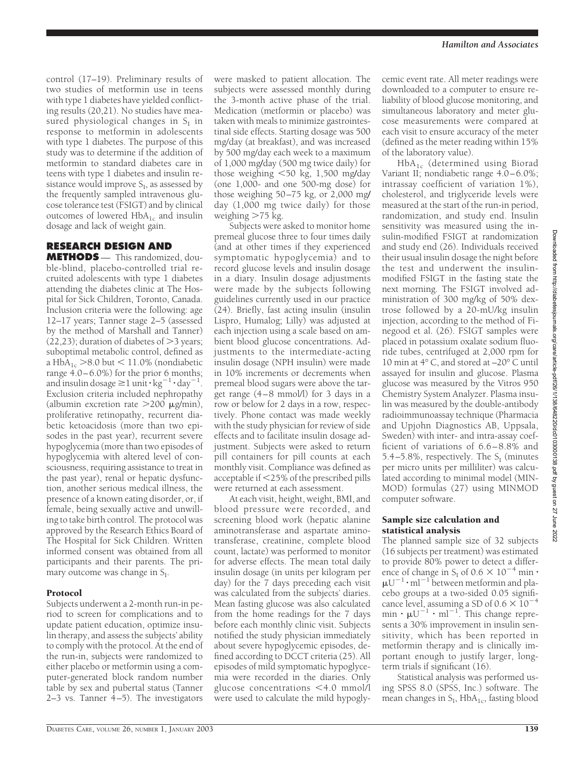control (17–19). Preliminary results of two studies of metformin use in teens with type 1 diabetes have yielded conflicting results (20,21). No studies have measured physiological changes in $S_I$ in response to metformin in adolescents with type 1 diabetes. The purpose of this study was to determine if the addition of metformin to standard diabetes care in teens with type 1 diabetes and insulin resistance would improve $S_I$, as assessed by the frequently sampled intravenous glucose tolerance test (FSIGT) and by clinical outcomes of lowered $HbA_{1c}$ and insulin dosage and lack of weight gain.

## RESEARCH DESIGN AND METHODS

This randomized, double-blind, placebo-controlled trial recruited adolescents with type 1 diabetes attending the diabetes clinic at The Hospital for Sick Children, Toronto, Canada. Inclusion criteria were the following: age 12–17 years; Tanner stage 2–5 (assessed by the method of Marshall and Tanner) (22,23); duration of diabetes of >3 years; suboptimal metabolic control, defined as a $HbA_{1c}$ >8.0 but < 11.0% (nondiabetic range 4.0–6.0%) for the prior 6 months; and insulin dosage $\geq$1 unit $\cdot$ kg$^{-1}$ $\cdot$ day$^{-1}$. Exclusion criteria included nephropathy (albumin excretion rate >200 μg/min), proliferative retinopathy, recurrent diabetic ketoacidosis (more than two episodes in the past year), recurrent severe hypoglycemia (more than two episodes of hypoglycemia with altered level of consciousness, requiring assistance to treat in the past year), renal or hepatic dysfunction, another serious medical illness, the presence of a known eating disorder, or, if female, being sexually active and unwilling to take birth control. The protocol was approved by the Research Ethics Board of The Hospital for Sick Children. Written informed consent was obtained from all participants and their parents. The primary outcome was change in $S_I$.

### Protocol

Subjects underwent a 2-month run-in period to screen for complications and to update patient education, optimize insulin therapy, and assess the subjects' ability to comply with the protocol. At the end of the run-in, subjects were randomized to either placebo or metformin using a computer-generated block random number table by sex and pubertal status (Tanner 2–3 vs. Tanner 4–5). The investigators were masked to patient allocation. The subjects were assessed monthly during the 3-month active phase of the trial. Medication (metformin or placebo) was taken with meals to minimize gastrointestinal side effects. Starting dosage was 500 mg/day (at breakfast), and was increased by 500 mg/day each week to a maximum of 1,000 mg/day (500 mg twice daily) for those weighing <50 kg, 1,500 mg/day (one 1,000- and one 500-mg dose) for those weighing 50–75 kg, or 2,000 mg/day (1,000 mg twice daily) for those weighing >75 kg.

Subjects were asked to monitor home premeal glucose three to four times daily (and at other times if they experienced symptomatic hypoglycemia) and to record glucose levels and insulin dosage in a diary. Insulin dosage adjustments were made by the subjects following guidelines currently used in our practice (24). Briefly, fast acting insulin (insulin Lispro, Humalog; Lilly) was adjusted at each injection using a scale based on ambient blood glucose concentrations. Adjustments to the intermediate-acting insulin dosage (NPH insulin) were made in 10% increments or decrements when premeal blood sugars were above the target range (4–8 mmol/l) for 3 days in a row or below for 2 days in a row, respectively. Phone contact was made weekly with the study physician for review of side effects and to facilitate insulin dosage adjustment. Subjects were asked to return pill containers for pill counts at each monthly visit. Compliance was defined as acceptable if <25% of the prescribed pills were returned at each assessment.

At each visit, height, weight, BMI, and blood pressure were recorded, and screening blood work (hepatic alanine aminotransferase and aspartate aminotransferase, creatinine, complete blood count, lactate) was performed to monitor for adverse effects. The mean total daily insulin dosage (in units per kilogram per day) for the 7 days preceding each visit was calculated from the subjects' diaries. Mean fasting glucose was also calculated from the home readings for the 7 days before each monthly clinic visit. Subjects notified the study physician immediately about severe hypoglycemic episodes, defined according to DCCT criteria (25). All episodes of mild symptomatic hypoglycemia were recorded in the diaries. Only glucose concentrations <4.0 mmol/l were used to calculate the mild hypoglycemic event rate. All meter readings were downloaded to a computer to ensure reliability of blood glucose monitoring, and simultaneous laboratory and meter glucose measurements were compared at each visit to ensure accuracy of the meter (defined as the meter reading within 15% of the laboratory value).

$HbA_{1c}$ (determined using Biorad Variant II; nondiabetic range 4.0–6.0%; intrassay coefficient of variation 1%), cholesterol, and triglyceride levels were measured at the start of the run-in period, randomization, and study end. Insulin sensitivity was measured using the insulin-modified FSIGT at randomization and study end (26). Individuals received their usual insulin dosage the night before the test and underwent the insulin-modified FSIGT in the fasting state the next morning. The FSIGT involved administration of 300 mg/kg of 50% dextrose followed by a 20-mU/kg insulin injection, according to the method of Finegood et al. (26). FSIGT samples were placed in potassium oxalate sodium fluoride tubes, centrifuged at 2,000 rpm for 10 min at 4° C, and stored at –20° C until assayed for insulin and glucose. Plasma glucose was measured by the Vitros 950 Chemistry System Analyzer. Plasma insulin was measured by the double-antibody radioimmunoassay technique (Pharmacia and Upjohn Diagnostics AB, Uppsala, Sweden) with inter- and intra-assay coefficient of variations of 6.6–8.8% and 5.4–5.8%, respectively. The $S_I$ (minutes per micro units per milliliter) was calculated according to minimal model (MINMOD) formulas (27) using MINMOD computer software.

### Sample size calculation and statistical analysis

The planned sample size of 32 subjects (16 subjects per treatment) was estimated to provide 80% power to detect a difference of change in $S_I$ of $0.6 \times 10^{-4}$ min $\cdot$ μU$^{-1}$ $\cdot$ ml$^{-1}$ between metformin and placebo groups at a two-sided 0.05 significance level, assuming a SD of $0.6 \times 10^{-4}$ min $\cdot$ μU$^{-1}$ $\cdot$ ml$^{-1}$. This change represents a 30% improvement in insulin sensitivity, which has been reported in metformin therapy and is clinically important enough to justify larger, long-term trials if significant (16).

Statistical analysis was performed using SPSS 8.0 (SPSS, Inc.) software. The mean changes in $S_I$, $HbA_{1c}$, fasting blood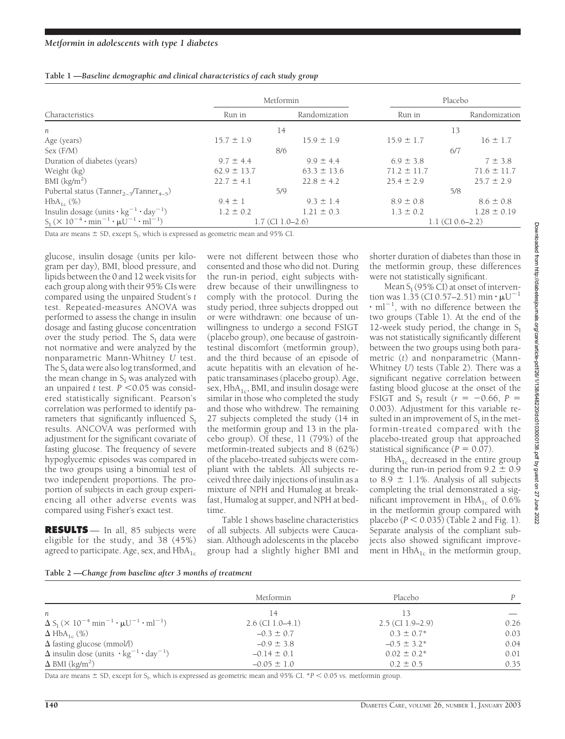**Table 1 —Baseline demographic and clinical characteristics of each study group**

| Characteristics | Metformin | | Placebo | |
|---|---|---|---|---|
| | Run in | Randomization | Run in | Randomization |
| $n$ | 14 | | 13 | |
| Age (years) | 15.7 ± 1.9 | 15.9 ± 1.9 | 15.9 ± 1.7 | 16 ± 1.7 |
| Sex (F/M) | 8/6 | | 6/7 | |
| Duration of diabetes (years) | 9.7 ± 4.4 | 9.9 ± 4.4 | 6.9 ± 3.8 | 7 ± 3.8 |
| Weight (kg) | 62.9 ± 13.7 | 63.3 ± 13.6 | 71.2 ± 11.7 | 71.6 ± 11.7 |
| BMI (kg/m$^2$) | 22.7 ± 4.1 | 22.8 ± 4.2 | 25.4 ± 2.9 | 25.7 ± 2.9 |
| Pubertal status (Tanner$_{2–3}$/Tanner$_{4–5}$) | 5/9 | | 5/8 | |
| HbA$_{1c}$ (%) | 9.4 ± 1 | 9.3 ± 1.4 | 8.9 ± 0.8 | 8.6 ± 0.8 |
| Insulin dosage (units · kg$^{-1}$ · day$^{-1}$) | 1.2 ± 0.2 | 1.21 ± 0.3 | 1.3 ± 0.2 | 1.28 ± 0.19 |
| $S_I$ ($\times 10^{-4} \cdot \min^{-1} \cdot \mu U^{-1} \cdot ml^{-1}$) | 1.7 (CI 1.0–2.6) | | 1.1 (CI 0.6–2.2) | |

Data are means ± SD, except $S_I$, which is expressed as geometric mean and 95% CI.

glucose, insulin dosage (units per kilogram per day), BMI, blood pressure, and lipids between the 0 and 12 week visits for each group along with their 95% CIs were compared using the unpaired Student's $t$ test. Repeated-measures ANOVA was performed to assess the change in insulin dosage and fasting glucose concentration over the study period. The $S_I$ data were not normative and were analyzed by the nonparametric Mann-Whitney $U$ test. The $S_I$ data were also log transformed, and the mean change in $S_I$ was analyzed with an unpaired $t$ test. $P < 0.05$ was considered statistically significant. Pearson's correlation was performed to identify parameters that significantly influenced $S_I$ results. ANCOVA was performed with adjustment for the significant covariate of fasting glucose. The frequency of severe hypoglycemic episodes was compared in the two groups using a binomial test of two independent proportions. The proportion of subjects in each group experiencing all other adverse events was compared using Fisher's exact test.

**RESULTS** — In all, 85 subjects were eligible for the study, and 38 (45%) agreed to participate. Age, sex, and HbA$_{1c}$ were not different between those who consented and those who did not. During the run-in period, eight subjects withdrew because of their unwillingness to comply with the protocol. During the study period, three subjects dropped out or were withdrawn: one because of unwillingness to undergo a second FSIGT (placebo group), one because of gastrointestinal discomfort (metformin group), and the third because of an episode of acute hepatitis with an elevation of hepatic transaminases (placebo group). Age, sex, HbA$_{1c}$, BMI, and insulin dosage were similar in those who completed the study and those who withdrew. The remaining 27 subjects completed the study (14 in the metformin group and 13 in the placebo group). Of these, 11 (79%) of the metformin-treated subjects and 8 (62%) of the placebo-treated subjects were compliant with the tablets. All subjects received three daily injections of insulin as a mixture of NPH and Humalog at breakfast, Humalog at supper, and NPH at bedtime.

Table 1 shows baseline characteristics of all subjects. All subjects were Caucasian. Although adolescents in the placebo group had a slightly higher BMI and shorter duration of diabetes than those in the metformin group, these differences were not statistically significant.

Mean $S_I$ (95% CI) at onset of intervention was 1.35 (CI 0.57–2.51) $\min \cdot \mu U^{-1} \cdot ml^{-1}$, with no difference between the two groups (Table 1). At the end of the 12-week study period, the change in $S_I$ was not statistically significantly different between the two groups using both parametric ($t$) and nonparametric (Mann-Whitney $U$) tests (Table 2). There was a significant negative correlation between fasting blood glucose at the onset of the FSIGT and $S_I$ result ($r = -0.66$, $P = 0.003$). Adjustment for this variable resulted in an improvement of $S_I$ in the metformin-treated compared with the placebo-treated group that approached statistical significance ($P = 0.07$).

HbA$_{1c}$ decreased in the entire group during the run-in period from 9.2 ± 0.9 to 8.9 ± 1.1%. Analysis of all subjects completing the trial demonstrated a significant improvement in HbA$_{1c}$ of 0.6% in the metformin group compared with placebo ($P < 0.035$) (Table 2 and Fig. 1). Separate analysis of the compliant subjects also showed significant improvement in HbA$_{1c}$ in the metformin group,

**Table 2 —Change from baseline after 3 months of treatment**

| | Metformin | Placebo | $P$ |
|---|---|---|---|
| $n$ | 14 | 13 | — |
| $\Delta$ $S_I$ ($\times 10^{-4} \min^{-1} \cdot \mu U^{-1} \cdot ml^{-1}$) | 2.6 (CI 1.0–4.1) | 2.5 (CI 1.9–2.9) | 0.26 |
| $\Delta$ HbA$_{1c}$ (%) | −0.3 ± 0.7 | 0.3 ± 0.7* | 0.03 |
| $\Delta$ fasting glucose (mmol/l) | −0.9 ± 3.8 | −0.5 ± 3.2* | 0.04 |
| $\Delta$ insulin dose (units · kg$^{-1}$ · day$^{-1}$) | −0.14 ± 0.1 | 0.02 ± 0.2* | 0.01 |
| $\Delta$ BMI (kg/m$^2$) | −0.05 ± 1.0 | 0.2 ± 0.5 | 0.35 |

Data are means ± SD, except for $S_I$, which is expressed as geometric mean and 95% CI. *$P < 0.05$ vs. metformin group.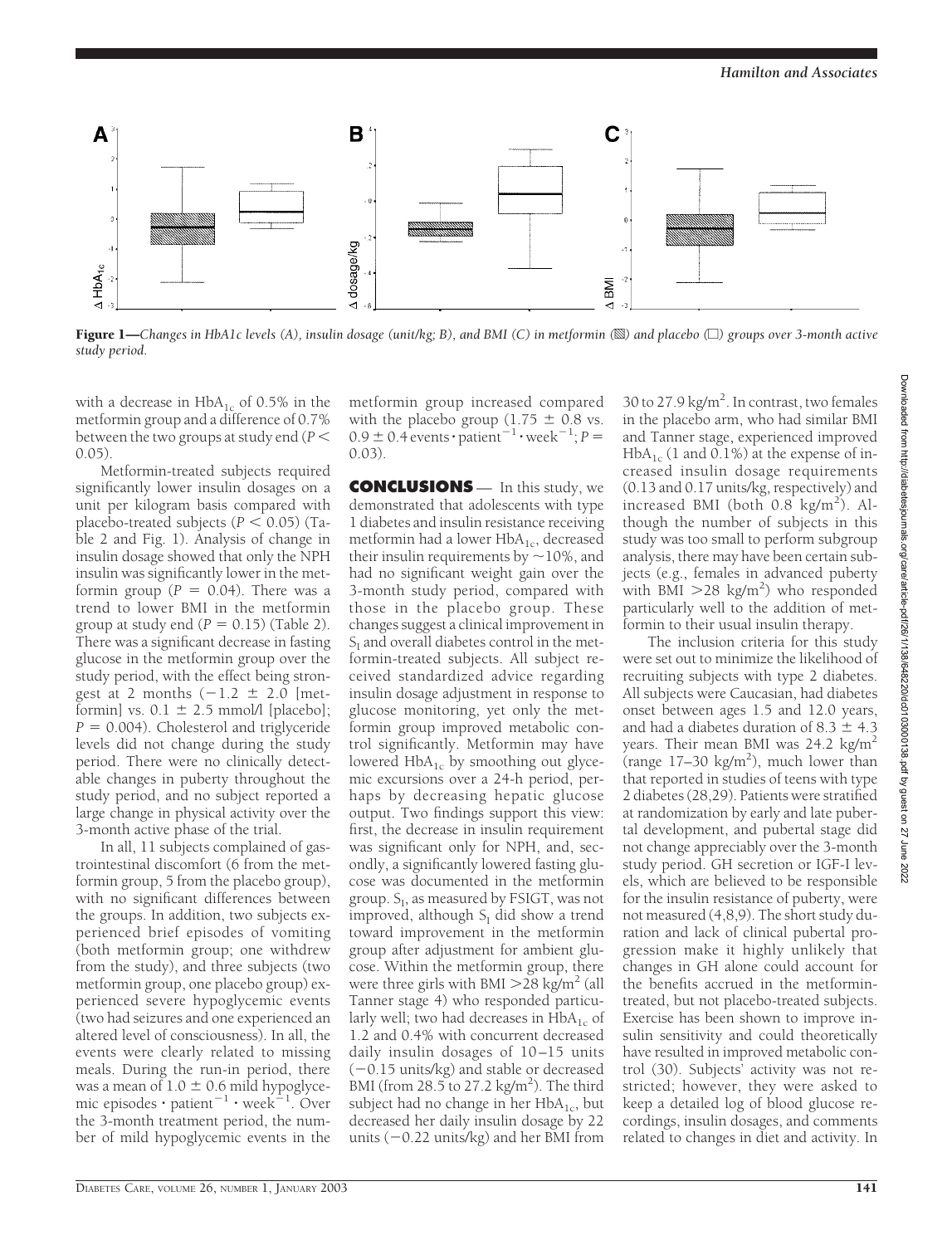**Figure 1**—*Changes in HbA1c levels (A), insulin dosage (unit/kg; B), and BMI (C) in metformin (▨) and placebo (□) groups over 3-month active study period.*

with a decrease in $HbA_{1c}$ of 0.5% in the metformin group and a difference of 0.7% between the two groups at study end ($P < 0.05$).

Metformin-treated subjects required significantly lower insulin dosages on a unit per kilogram basis compared with placebo-treated subjects ($P < 0.05$) (Table 2 and Fig. 1). Analysis of change in insulin dosage showed that only the NPH insulin was significantly lower in the metformin group ($P = 0.04$). There was a trend to lower BMI in the metformin group at study end ($P = 0.15$) (Table 2). There was a significant decrease in fasting glucose in the metformin group over the study period, with the effect being strongest at 2 months ($-1.2 \pm 2.0$ [metformin] vs. $0.1 \pm 2.5$ mmol/l [placebo]; $P = 0.004$). Cholesterol and triglyceride levels did not change during the study period. There were no clinically detectable changes in puberty throughout the study period, and no subject reported a large change in physical activity over the 3-month active phase of the trial.

In all, 11 subjects complained of gastrointestinal discomfort (6 from the metformin group, 5 from the placebo group), with no significant differences between the groups. In addition, two subjects experienced brief episodes of vomiting (both metformin group; one withdrew from the study), and three subjects (two metformin group, one placebo group) experienced severe hypoglycemic events (two had seizures and one experienced an altered level of consciousness). In all, the events were clearly related to missing meals. During the run-in period, there was a mean of $1.0 \pm 0.6$ mild hypoglycemic episodes $\cdot$ patient$^{-1}$ $\cdot$ week$^{-1}$. Over the 3-month treatment period, the number of mild hypoglycemic events in the metformin group increased compared with the placebo group ($1.75 \pm 0.8$ vs. $0.9 \pm 0.4$ events $\cdot$ patient$^{-1}$ $\cdot$ week$^{-1}$; $P = 0.03$).

## CONCLUSIONS

In this study, we demonstrated that adolescents with type 1 diabetes and insulin resistance receiving metformin had a lower $HbA_{1c}$, decreased their insulin requirements by ~10%, and had no significant weight gain over the 3-month study period, compared with those in the placebo group. These changes suggest a clinical improvement in $S_I$ and overall diabetes control in the metformin-treated subjects. All subject received standardized advice regarding insulin dosage adjustment in response to glucose monitoring, yet only the metformin group improved metabolic control significantly. Metformin may have lowered $HbA_{1c}$ by smoothing out glycemic excursions over a 24-h period, perhaps by decreasing hepatic glucose output. Two findings support this view: first, the decrease in insulin requirement was significant only for NPH, and, secondly, a significantly lowered fasting glucose was documented in the metformin group. $S_I$, as measured by FSIGT, was not improved, although $S_I$ did show a trend toward improvement in the metformin group after adjustment for ambient glucose. Within the metformin group, there were three girls with BMI >28 kg/m$^2$ (all Tanner stage 4) who responded particularly well; two had decreases in $HbA_{1c}$ of 1.2 and 0.4% with concurrent decreased daily insulin dosages of 10–15 units ($-0.15$ units/kg) and stable or decreased BMI (from 28.5 to 27.2 kg/m$^2$). The third subject had no change in her $HbA_{1c}$, but decreased her daily insulin dosage by 22 units ($-0.22$ units/kg) and her BMI from 30 to 27.9 kg/m$^2$. In contrast, two females in the placebo arm, who had similar BMI and Tanner stage, experienced improved $HbA_{1c}$ (1 and 0.1%) at the expense of increased insulin dosage requirements (0.13 and 0.17 units/kg, respectively) and increased BMI (both 0.8 kg/m$^2$). Although the number of subjects in this study was too small to perform subgroup analysis, there may have been certain subjects (e.g., females in advanced puberty with BMI >28 kg/m$^2$) who responded particularly well to the addition of metformin to their usual insulin therapy.

The inclusion criteria for this study were set out to minimize the likelihood of recruiting subjects with type 2 diabetes. All subjects were Caucasian, had diabetes onset between ages 1.5 and 12.0 years, and had a diabetes duration of $8.3 \pm 4.3$ years. Their mean BMI was 24.2 kg/m$^2$ (range 17–30 kg/m$^2$), much lower than that reported in studies of teens with type 2 diabetes (28,29). Patients were stratified at randomization by early and late pubertal development, and pubertal stage did not change appreciably over the 3-month study period. GH secretion or IGF-I levels, which are believed to be responsible for the insulin resistance of puberty, were not measured (4,8,9). The short study duration and lack of clinical pubertal progression make it highly unlikely that changes in GH alone could account for the benefits accrued in the metformin-treated, but not placebo-treated subjects. Exercise has been shown to improve insulin sensitivity and could theoretically have resulted in improved metabolic control (30). Subjects' activity was not restricted; however, they were asked to keep a detailed log of blood glucose recordings, insulin dosages, and comments related to changes in diet and activity. In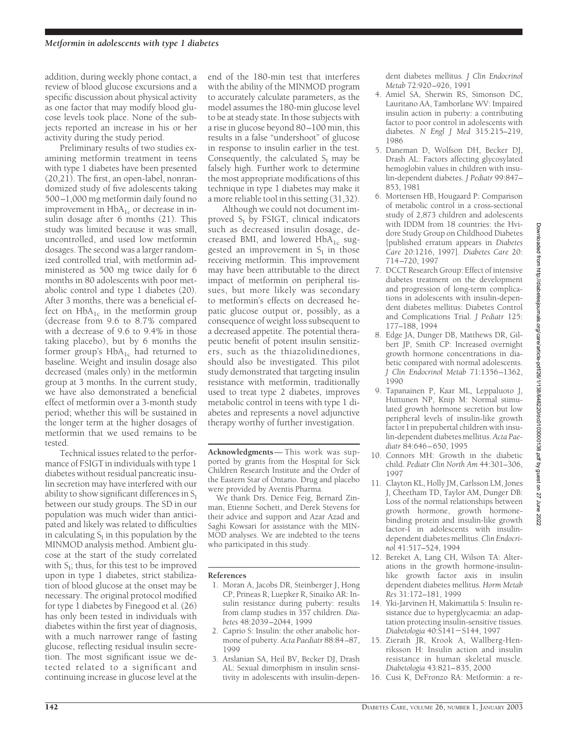addition, during weekly phone contact, a review of blood glucose excursions and a specific discussion about physical activity as one factor that may modify blood glucose levels took place. None of the subjects reported an increase in his or her activity during the study period.

Preliminary results of two studies examining metformin treatment in teens with type 1 diabetes have been presented (20,21). The first, an open-label, nonrandomized study of five adolescents taking 500–1,000 mg metformin daily found no improvement in $HbA_{1c}$ or decrease in insulin dosage after 6 months (21). This study was limited because it was small, uncontrolled, and used low metformin dosages. The second was a larger randomized controlled trial, with metformin administered as 500 mg twice daily for 6 months in 80 adolescents with poor metabolic control and type 1 diabetes (20). After 3 months, there was a beneficial effect on $HbA_{1c}$ in the metformin group (decrease from 9.6 to 8.7% compared with a decrease of 9.6 to 9.4% in those taking placebo), but by 6 months the former group's $HbA_{1c}$ had returned to baseline. Weight and insulin dosage also decreased (males only) in the metformin group at 3 months. In the current study, we have also demonstrated a beneficial effect of metformin over a 3-month study period; whether this will be sustained in the longer term at the higher dosages of metformin that we used remains to be tested.

Technical issues related to the performance of FSIGT in individuals with type 1 diabetes without residual pancreatic insulin secretion may have interfered with our ability to show significant differences in $S_I$ between our study groups. The SD in our population was much wider than anticipated and likely was related to difficulties in calculating $S_I$ in this population by the MINMOD analysis method. Ambient glucose at the start of the study correlated with $S_I$; thus, for this test to be improved upon in type 1 diabetes, strict stabilization of blood glucose at the onset may be necessary. The original protocol modified for type 1 diabetes by Finegood et al. (26) has only been tested in individuals with diabetes within the first year of diagnosis, with a much narrower range of fasting glucose, reflecting residual insulin secretion. The most significant issue we detected related to a significant and continuing increase in glucose level at the end of the 180-min test that interferes with the ability of the MINMOD program to accurately calculate parameters, as the model assumes the 180-min glucose level to be at steady state. In those subjects with a rise in glucose beyond 80–100 min, this results in a false "undershoot" of glucose in response to insulin earlier in the test. Consequently, the calculated $S_I$ may be falsely high. Further work to determine the most appropriate modifications of this technique in type 1 diabetes may make it a more reliable tool in this setting (31,32).

Although we could not document improved $S_I$ by FSIGT, clinical indicators such as decreased insulin dosage, decreased BMI, and lowered $HbA_{1c}$ suggested an improvement in $S_I$ in those receiving metformin. This improvement may have been attributable to the direct impact of metformin on peripheral tissues, but more likely was secondary to metformin's effects on decreased hepatic glucose output or, possibly, as a consequence of weight loss subsequent to a decreased appetite. The potential therapeutic benefit of potent insulin sensitizers, such as the thiazolidinediones, should also be investigated. This pilot study demonstrated that targeting insulin resistance with metformin, traditionally used to treat type 2 diabetes, improves metabolic control in teens with type 1 diabetes and represents a novel adjunctive therapy worthy of further investigation.

**Acknowledgments**— This work was supported by grants from the Hospital for Sick Children Research Institute and the Order of the Eastern Star of Ontario. Drug and placebo were provided by Aventis Pharma.

We thank Drs. Denice Feig, Bernard Zinman, Etienne Sochett, and Derek Stevens for their advice and support and Azar Azad and Saghi Kowsari for assistance with the MINMOD analyses. We are indebted to the teens who participated in this study.

## References

1. Moran A, Jacobs DR, Steinberger J, Hong CP, Prineas R, Luepker R, Sinaiko AR: Insulin resistance during puberty: results from clamp studies in 357 children. *Diabetes* 48:2039–2044, 1999
2. Caprio S: Insulin: the other anabolic hormone of puberty. *Acta Paediatr* 88:84–87, 1999
3. Arslanian SA, Heil BV, Becker DJ, Drash AL: Sexual dimorphism in insulin sensitivity in adolescents with insulin-dependent diabetes mellitus. *J Clin Endocrinol Metab* 72:920–926, 1991
4. Amiel SA, Sherwin RS, Simonson DC, Lauritano AA, Tamborlane WV: Impaired insulin action in puberty: a contributing factor to poor control in adolescents with diabetes. *N Engl J Med* 315:215–219, 1986
5. Daneman D, Wolfson DH, Becker DJ, Drash AL: Factors affecting glycosylated hemoglobin values in children with insulin-dependent diabetes. *J Pediatr* 99:847–853, 1981
6. Mortensen HB, Hougaard P: Comparison of metabolic control in a cross-sectional study of 2,873 children and adolescents with IDDM from 18 countries: the Hvidore Study Group on Childhood Diabetes [published erratum appears in *Diabetes Care* 20:1216, 1997]. *Diabetes Care* 20: 714–720, 1997
7. DCCT Research Group: Effect of intensive diabetes treatment on the development and progression of long-term complications in adolescents with insulin-dependent diabetes mellitus: Diabetes Control and Complications Trial. *J Pediatr* 125: 177–188, 1994
8. Edge JA, Dunger DB, Matthews DR, Gilbert JP, Smith CP: Increased overnight growth hormone concentrations in diabetic compared with normal adolescents. *J Clin Endocrinol Metab* 71:1356–1362, 1990
9. Tapanainen P, Kaar ML, Leppaluoto J, Huttunen NP, Knip M: Normal stimulated growth hormone secretion but low peripheral levels of insulin-like growth factor I in prepubertal children with insulin-dependent diabetes mellitus. *Acta Paediatr* 84:646–650, 1995
10. Connors MH: Growth in the diabetic child. *Pediatr Clin North Am* 44:301–306, 1997
11. Clayton KL, Holly JM, Carlsson LM, Jones J, Cheetham TD, Taylor AM, Dunger DB: Loss of the normal relationships between growth hormone, growth hormone-binding protein and insulin-like growth factor-I in adolescents with insulin-dependent diabetes mellitus. *Clin Endocrinol* 41:517–524, 1994
12. Bereket A, Lang CH, Wilson TA: Alterations in the growth hormone-insulin-like growth factor axis in insulin dependent diabetes mellitus. *Horm Metab Res* 31:172–181, 1999
14. Yki-Jarvinen H, Makimattila S: Insulin resistance due to hyperglycaemia: an adaptation protecting insulin-sensitive tissues. *Diabetologia* 40:S141−S144, 1997
15. Zierath JR, Krook A, Wallberg-Henriksson H: Insulin action and insulin resistance in human skeletal muscle. *Diabetologia* 43:821–835, 2000
16. Cusi K, DeFronzo RA: Metformin: a re-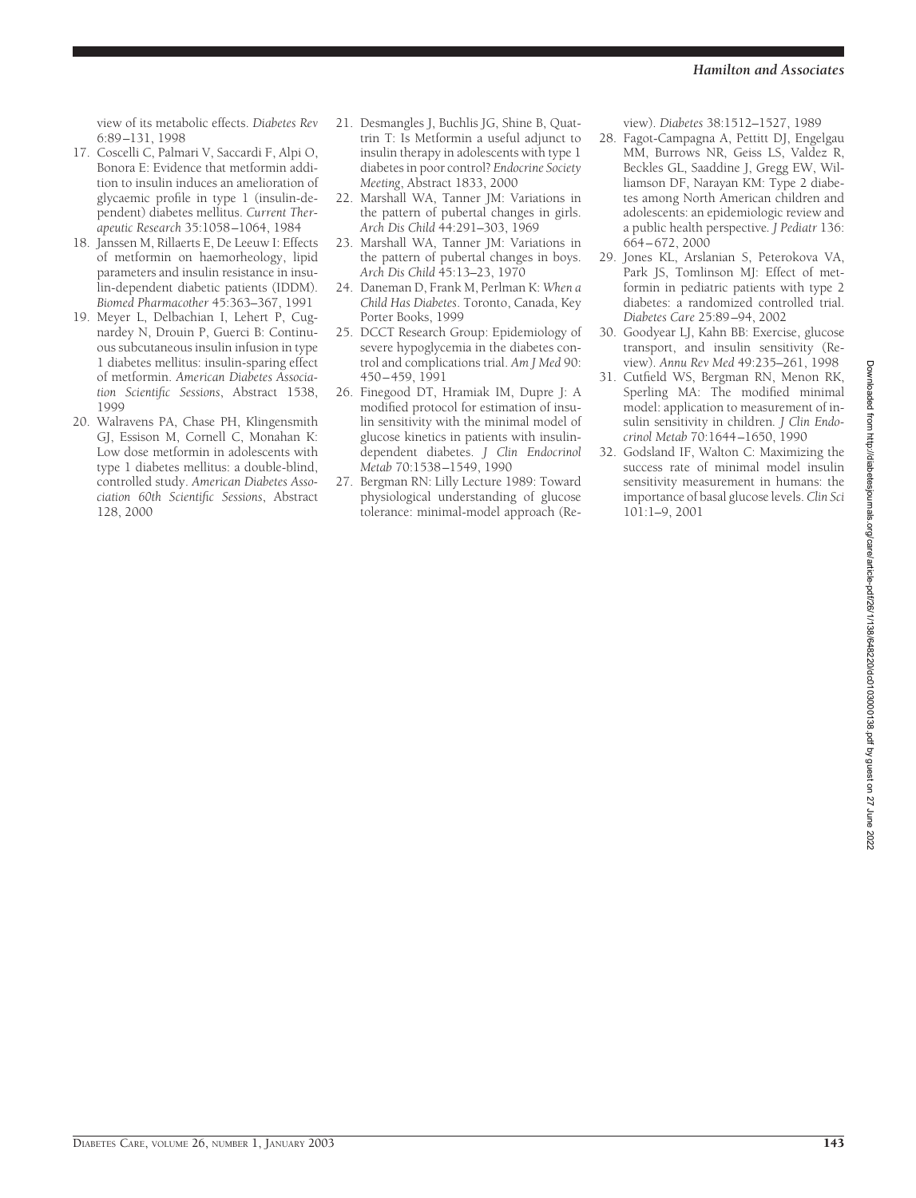view of its metabolic effects. *Diabetes Rev* 6:89–131, 1998

17. Coscelli C, Palmari V, Saccardi F, Alpi O, Bonora E: Evidence that metformin addition to insulin induces an amelioration of glycaemic profile in type 1 (insulin-dependent) diabetes mellitus. *Current Therapeutic Research* 35:1058–1064, 1984
18. Janssen M, Rillaerts E, De Leeuw I: Effects of metformin on haemorheology, lipid parameters and insulin resistance in insulin-dependent diabetic patients (IDDM). *Biomed Pharmacother* 45:363–367, 1991
19. Meyer L, Delbachian I, Lehert P, Cugnardey N, Drouin P, Guerci B: Continuous subcutaneous insulin infusion in type 1 diabetes mellitus: insulin-sparing effect of metformin. *American Diabetes Association Scientific Sessions*, Abstract 1538, 1999
20. Walravens PA, Chase PH, Klingensmith GJ, Essison M, Cornell C, Monahan K: Low dose metformin in adolescents with type 1 diabetes mellitus: a double-blind, controlled study. *American Diabetes Association 60th Scientific Sessions*, Abstract 128, 2000
21. Desmangles J, Buchlis JG, Shine B, Quattrin T: Is Metformin a useful adjunct to insulin therapy in adolescents with type 1 diabetes in poor control? *Endocrine Society Meeting*, Abstract 1833, 2000
22. Marshall WA, Tanner JM: Variations in the pattern of pubertal changes in girls. *Arch Dis Child* 44:291–303, 1969
23. Marshall WA, Tanner JM: Variations in the pattern of pubertal changes in boys. *Arch Dis Child* 45:13–23, 1970
24. Daneman D, Frank M, Perlman K: *When a Child Has Diabetes*. Toronto, Canada, Key Porter Books, 1999
25. DCCT Research Group: Epidemiology of severe hypoglycemia in the diabetes control and complications trial. *Am J Med* 90: 450–459, 1991
26. Finegood DT, Hramiak IM, Dupre J: A modified protocol for estimation of insulin sensitivity with the minimal model of glucose kinetics in patients with insulin-dependent diabetes. *J Clin Endocrinol Metab* 70:1538–1549, 1990
27. Bergman RN: Lilly Lecture 1989: Toward physiological understanding of glucose tolerance: minimal-model approach (Review). *Diabetes* 38:1512–1527, 1989
28. Fagot-Campagna A, Pettitt DJ, Engelgau MM, Burrows NR, Geiss LS, Valdez R, Beckles GL, Saaddine J, Gregg EW, Williamson DF, Narayan KM: Type 2 diabetes among North American children and adolescents: an epidemiologic review and a public health perspective. *J Pediatr* 136: 664–672, 2000
29. Jones KL, Arslanian S, Peterokova VA, Park JS, Tomlinson MJ: Effect of metformin in pediatric patients with type 2 diabetes: a randomized controlled trial. *Diabetes Care* 25:89–94, 2002
30. Goodyear LJ, Kahn BB: Exercise, glucose transport, and insulin sensitivity (Review). *Annu Rev Med* 49:235–261, 1998
31. Cutfield WS, Bergman RN, Menon RK, Sperling MA: The modified minimal model: application to measurement of insulin sensitivity in children. *J Clin Endocrinol Metab* 70:1644–1650, 1990
32. Godsland IF, Walton C: Maximizing the success rate of minimal model insulin sensitivity measurement in humans: the importance of basal glucose levels. *Clin Sci* 101:1–9, 2001